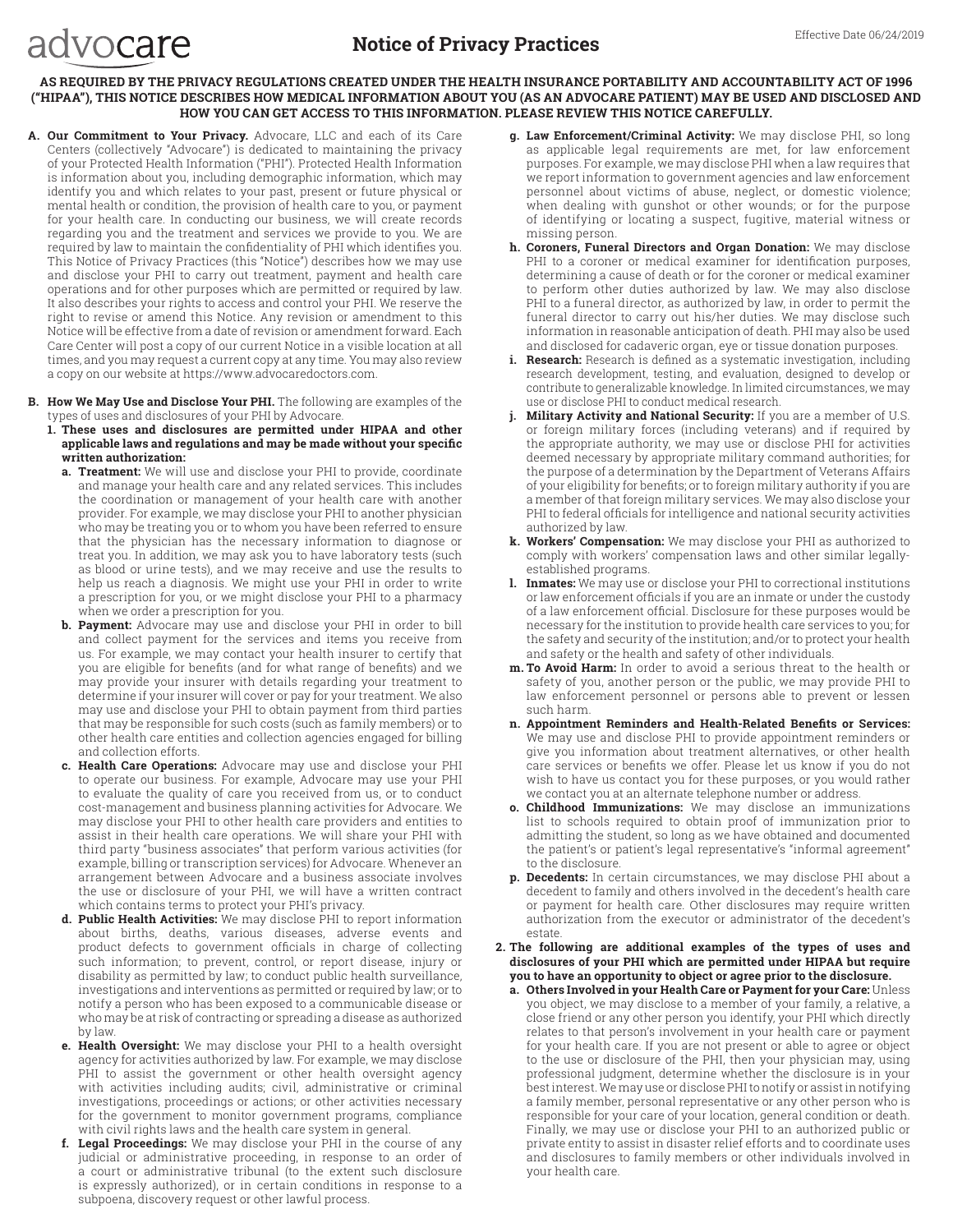advocare

# Notice of Privacy Practices

Effective Date 06/24/2019

**AS REQUIRED BY THE PRIVACY REGULATIONS CREATED UNDER THE HEALTH INSURANCE PORTABILITY AND ACCOUNTABILITY ACT OF 1996 ("HIPAA"), THIS NOTICE DESCRIBES HOW MEDICAL INFORMATION ABOUT YOU (AS AN ADVOCARE PATIENT) MAY BE USED AND DISCLOSED AND HOW YOU CAN GET ACCESS TO THIS INFORMATION. PLEASE REVIEW THIS NOTICE CAREFULLY.**

**A. Our Commitment to Your Privacy.** Advocare, LLC and each of its Care Centers (collectively "Advocare") is dedicated to maintaining the privacy of your Protected Health Information ("PHI"). Protected Health Information is information about you, including demographic information, which may identify you and which relates to your past, present or future physical or mental health or condition, the provision of health care to you, or payment for your health care. In conducting our business, we will create records regarding you and the treatment and services we provide to you. We are required by law to maintain the confidentiality of PHI which identifies you. This Notice of Privacy Practices (this "Notice") describes how we may use and disclose your PHI to carry out treatment, payment and health care operations and for other purposes which are permitted or required by law. It also describes your rights to access and control your PHI. We reserve the right to revise or amend this Notice. Any revision or amendment to this Notice will be effective from a date of revision or amendment forward. Each Care Center will post a copy of our current Notice in a visible location at all times, and you may request a current copy at any time. You may also review a copy on our website at https://www.advocaredoctors.com.

**B. How We May Use and Disclose Your PHI.** The following are examples of the types of uses and disclosures of your PHI by Advocare.

**1. These uses and disclosures are permitted under HIPAA and other applicable laws and regulations and may be made without your specific written authorization:**

**a. Treatment:** We will use and disclose your PHI to provide, coordinate and manage your health care and any related services. This includes the coordination or management of your health care with another provider. For example, we may disclose your PHI to another physician who may be treating you or to whom you have been referred to ensure that the physician has the necessary information to diagnose or treat you. In addition, we may ask you to have laboratory tests (such as blood or urine tests), and we may receive and use the results to help us reach a diagnosis. We might use your PHI in order to write a prescription for you, or we might disclose your PHI to a pharmacy when we order a prescription for you.

**b. Payment:** Advocare may use and disclose your PHI in order to bill and collect payment for the services and items you receive from us. For example, we may contact your health insurer to certify that you are eligible for benefits (and for what range of benefits) and we may provide your insurer with details regarding your treatment to determine if your insurer will cover or pay for your treatment. We also may use and disclose your PHI to obtain payment from third parties that may be responsible for such costs (such as family members) or to other health care entities and collection agencies engaged for billing and collection efforts.

**c. Health Care Operations:** Advocare may use and disclose your PHI to operate our business. For example, Advocare may use your PHI to evaluate the quality of care you received from us, or to conduct cost-management and business planning activities for Advocare. We may disclose your PHI to other health care providers and entities to assist in their health care operations. We will share your PHI with third party "business associates" that perform various activities (for example, billing or transcription services) for Advocare. Whenever an arrangement between Advocare and a business associate involves the use or disclosure of your PHI, we will have a written contract which contains terms to protect your PHI's privacy.

**d. Public Health Activities:** We may disclose PHI to report information about births, deaths, various diseases, adverse events and product defects to government officials in charge of collecting such information; to prevent, control, or report disease, injury or disability as permitted by law; to conduct public health surveillance, investigations and interventions as permitted or required by law; or to notify a person who has been exposed to a communicable disease or who may be at risk of contracting or spreading a disease as authorized by law.

**e. Health Oversight:** We may disclose your PHI to a health oversight agency for activities authorized by law. For example, we may disclose PHI to assist the government or other health oversight agency with activities including audits; civil, administrative or criminal investigations, proceedings or actions; or other activities necessary for the government to monitor government programs, compliance with civil rights laws and the health care system in general.

**f. Legal Proceedings:** We may disclose your PHI in the course of any judicial or administrative proceeding, in response to an order of a court or administrative tribunal (to the extent such disclosure is expressly authorized), or in certain conditions in response to a subpoena, discovery request or other lawful process.

**g. Law Enforcement/Criminal Activity:** We may disclose PHI, so long as applicable legal requirements are met, for law enforcement purposes. For example, we may disclose PHI when a law requires that we report information to government agencies and law enforcement personnel about victims of abuse, neglect, or domestic violence; when dealing with gunshot or other wounds; or for the purpose of identifying or locating a suspect, fugitive, material witness or missing person.

**h. Coroners, Funeral Directors and Organ Donation:** We may disclose PHI to a coroner or medical examiner for identification purposes, determining a cause of death or for the coroner or medical examiner to perform other duties authorized by law. We may also disclose PHI to a funeral director, as authorized by law, in order to permit the funeral director to carry out his/her duties. We may disclose such information in reasonable anticipation of death. PHI may also be used and disclosed for cadaveric organ, eye or tissue donation purposes.

**i. Research:** Research is defined as a systematic investigation, including research development, testing, and evaluation, designed to develop or contribute to generalizable knowledge. In limited circumstances, we may use or disclose PHI to conduct medical research.

**j. Military Activity and National Security:** If you are a member of U.S. or foreign military forces (including veterans) and if required by the appropriate authority, we may use or disclose PHI for activities deemed necessary by appropriate military command authorities; for the purpose of a determination by the Department of Veterans Affairs of your eligibility for benefits; or to foreign military authority if you are a member of that foreign military services. We may also disclose your PHI to federal officials for intelligence and national security activities authorized by law.

**k. Workers' Compensation:** We may disclose your PHI as authorized to comply with workers' compensation laws and other similar legally-established programs.

**l. Inmates:** We may use or disclose your PHI to correctional institutions or law enforcement officials if you are an inmate or under the custody of a law enforcement official. Disclosure for these purposes would be necessary for the institution to provide health care services to you; for the safety and security of the institution; and/or to protect your health and safety or the health and safety of other individuals.

**m. To Avoid Harm:** In order to avoid a serious threat to the health or safety of you, another person or the public, we may provide PHI to law enforcement personnel or persons able to prevent or lessen such harm.

**n. Appointment Reminders and Health-Related Benefits or Services:** We may use and disclose PHI to provide appointment reminders or give you information about treatment alternatives, or other health care services or benefits we offer. Please let us know if you do not wish to have us contact you for these purposes, or you would rather we contact you at an alternate telephone number or address.

**o. Childhood Immunizations:** We may disclose an immunizations list to schools required to obtain proof of immunization prior to admitting the student, so long as we have obtained and documented the patient's or patient's legal representative's "informal agreement" to the disclosure.

**p. Decedents:** In certain circumstances, we may disclose PHI about a decedent to family and others involved in the decedent's health care or payment for health care. Other disclosures may require written authorization from the executor or administrator of the decedent's estate.

**2. The following are additional examples of the types of uses and disclosures of your PHI which are permitted under HIPAA but require you to have an opportunity to object or agree prior to the disclosure.**

**a. Others Involved in your Health Care or Payment for your Care:** Unless you object, we may disclose to a member of your family, a relative, a close friend or any other person you identify, your PHI which directly relates to that person's involvement in your health care or payment for your health care. If you are not present or able to agree or object to the use or disclosure of the PHI, then your physician may, using professional judgment, determine whether the disclosure is in your best interest. We may use or disclose PHI to notify or assist in notifying a family member, personal representative or any other person who is responsible for your care of your location, general condition or death. Finally, we may use or disclose your PHI to an authorized public or private entity to assist in disaster relief efforts and to coordinate uses and disclosures to family members or other individuals involved in your health care.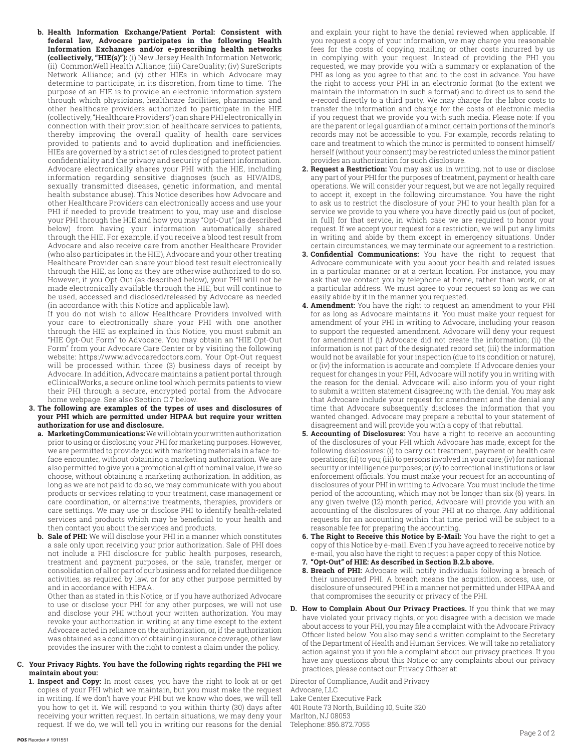b. **Health Information Exchange/Patient Portal: Consistent with federal law, Advocare participates in the following Health Information Exchanges and/or e-prescribing health networks (collectively, "HIE(s)"):** (i) New Jersey Health Information Network; (ii) CommonWell Health Alliance; (iii) CareQuality; (iv) SureScripts Network Alliance; and (v) other HIEs in which Advocare may determine to participate, in its discretion, from time to time. The purpose of an HIE is to provide an electronic information system through which physicians, healthcare facilities, pharmacies and other healthcare providers authorized to participate in the HIE (collectively, "Healthcare Providers") can share PHI electronically in connection with their provision of healthcare services to patients, thereby improving the overall quality of health care services provided to patients and to avoid duplication and inefficiencies. HIEs are governed by a strict set of rules designed to protect patient confidentiality and the privacy and security of patient information. Advocare electronically shares your PHI with the HIE, including information regarding sensitive diagnoses (such as HIV/AIDS, sexually transmitted diseases, genetic information, and mental health substance abuse). This Notice describes how Advocare and other Healthcare Providers can electronically access and use your PHI if needed to provide treatment to you, may use and disclose your PHI through the HIE and how you may "Opt-Out" (as described below) from having your information automatically shared through the HIE. For example, if you receive a blood test result from Advocare and also receive care from another Healthcare Provider (who also participates in the HIE), Advocare and your other treating Healthcare Provider can share your blood test result electronically through the HIE, as long as they are otherwise authorized to do so. However, if you Opt-Out (as described below), your PHI will not be made electronically available through the HIE, but will continue to be used, accessed and disclosed/released by Advocare as needed (in accordance with this Notice and applicable law).

   If you do not wish to allow Healthcare Providers involved with your care to electronically share your PHI with one another through the HIE as explained in this Notice, you must submit an "HIE Opt-Out Form" to Advocare. You may obtain an "HIE Opt-Out Form" from your Advocare Care Center or by visiting the following website: https://www.advocaredoctors.com. Your Opt-Out request will be processed within three (3) business days of receipt by Advocare. In addition, Advocare maintains a patient portal through eClinicalWorks, a secure online tool which permits patients to view their PHI through a secure, encrypted portal from the Advocare home webpage. See also Section C.7 below.

3. **The following are examples of the types of uses and disclosures of your PHI which are permitted under HIPAA but require your written authorization for use and disclosure.**

   a. **Marketing Communications:** We will obtain your written authorization prior to using or disclosing your PHI for marketing purposes. However, we are permitted to provide you with marketing materials in a face-to-face encounter, without obtaining a marketing authorization. We are also permitted to give you a promotional gift of nominal value, if we so choose, without obtaining a marketing authorization. In addition, as long as we are not paid to do so, we may communicate with you about products or services relating to your treatment, case management or care coordination, or alternative treatments, therapies, providers or care settings. We may use or disclose PHI to identify health-related services and products which may be beneficial to your health and then contact you about the services and products.

   b. **Sale of PHI:** We will disclose your PHI in a manner which constitutes a sale only upon receiving your prior authorization. Sale of PHI does not include a PHI disclosure for public health purposes, research, treatment and payment purposes, or the sale, transfer, merger or consolidation of all or part of our business and for related due diligence activities, as required by law, or for any other purpose permitted by and in accordance with HIPAA.

   Other than as stated in this Notice, or if you have authorized Advocare to use or disclose your PHI for any other purposes, we will not use and disclose your PHI without your written authorization. You may revoke your authorization in writing at any time except to the extent Advocare acted in reliance on the authorization, or, if the authorization was obtained as a condition of obtaining insurance coverage, other law provides the insurer with the right to contest a claim under the policy.

## C. Your Privacy Rights. You have the following rights regarding the PHI we maintain about you:

1. **Inspect and Copy:** In most cases, you have the right to look at or get copies of your PHI which we maintain, but you must make the request in writing. If we don't have your PHI but we know who does, we will tell you how to get it. We will respond to you within thirty (30) days after receiving your written request. In certain situations, we may deny your request. If we do, we will tell you in writing our reasons for the denial and explain your right to have the denial reviewed when applicable. If you request a copy of your information, we may charge you reasonable fees for the costs of copying, mailing or other costs incurred by us in complying with your request. Instead of providing the PHI you requested, we may provide you with a summary or explanation of the PHI as long as you agree to that and to the cost in advance. You have the right to access your PHI in an electronic format (to the extent we maintain the information in such a format) and to direct us to send the e-record directly to a third party. We may charge for the labor costs to transfer the information and charge for the costs of electronic media if you request that we provide you with such media. Please note: If you are the parent or legal guardian of a minor, certain portions of the minor's records may not be accessible to you. For example, records relating to care and treatment to which the minor is permitted to consent himself/herself (without your consent) may be restricted unless the minor patient provides an authorization for such disclosure.
2. **Request a Restriction:** You may ask us, in writing, not to use or disclose any part of your PHI for the purposes of treatment, payment or health care operations. We will consider your request, but we are not legally required to accept it, except in the following circumstance. You have the right to ask us to restrict the disclosure of your PHI to your health plan for a service we provide to you where you have directly paid us (out of pocket, in full) for that service, in which case we are required to honor your request. If we accept your request for a restriction, we will put any limits in writing and abide by them except in emergency situations. Under certain circumstances, we may terminate our agreement to a restriction.
3. **Confidential Communications:** You have the right to request that Advocare communicate with you about your health and related issues in a particular manner or at a certain location. For instance, you may ask that we contact you by telephone at home, rather than work, or at a particular address. We must agree to your request so long as we can easily abide by it in the manner you requested.
4. **Amendment:** You have the right to request an amendment to your PHI for as long as Advocare maintains it. You must make your request for amendment of your PHI in writing to Advocare, including your reason to support the requested amendment. Advocare will deny your request for amendment if (i) Advocare did not create the information; (ii) the information is not part of the designated record set; (iii) the information would not be available for your inspection (due to its condition or nature), or (iv) the information is accurate and complete. If Advocare denies your request for changes in your PHI, Advocare will notify you in writing with the reason for the denial. Advocare will also inform you of your right to submit a written statement disagreeing with the denial. You may ask that Advocare include your request for amendment and the denial any time that Advocare subsequently discloses the information that you wanted changed. Advocare may prepare a rebuttal to your statement of disagreement and will provide you with a copy of that rebuttal.
5. **Accounting of Disclosures:** You have a right to receive an accounting of the disclosures of your PHI which Advocare has made, except for the following disclosures: (i) to carry out treatment, payment or health care operations; (ii) to you; (iii) to persons involved in your care; (iv) for national security or intelligence purposes; or (v) to correctional institutions or law enforcement officials. You must make your request for an accounting of disclosures of your PHI in writing to Advocare. You must include the time period of the accounting, which may not be longer than six (6) years. In any given twelve (12) month period, Advocare will provide you with an accounting of the disclosures of your PHI at no charge. Any additional requests for an accounting within that time period will be subject to a reasonable fee for preparing the accounting.
6. **The Right to Receive this Notice by E-Mail:** You have the right to get a copy of this Notice by e-mail. Even if you have agreed to receive notice by e-mail, you also have the right to request a paper copy of this Notice.
7. **"Opt-Out" of HIE: As described in Section B.2.b above.**
8. **Breach of PHI:** Advocare will notify individuals following a breach of their unsecured PHI. A breach means the acquisition, access, use, or disclosure of unsecured PHI in a manner not permitted under HIPAA and that compromises the security or privacy of the PHI.

## D. How to Complain About Our Privacy Practices.

If you think that we may have violated your privacy rights, or you disagree with a decision we made about access to your PHI, you may file a complaint with the Advocare Privacy Officer listed below. You also may send a written complaint to the Secretary of the Department of Health and Human Services. We will take no retaliatory action against you if you file a complaint about our privacy practices. If you have any questions about this Notice or any complaints about our privacy practices, please contact our Privacy Officer at:

Director of Compliance, Audit and Privacy
Advocare, LLC
Lake Center Executive Park
401 Route 73 North, Building 10, Suite 320
Marlton, NJ 08053
Telephone: 856.872.7055

**POS** Reorder # 1911551